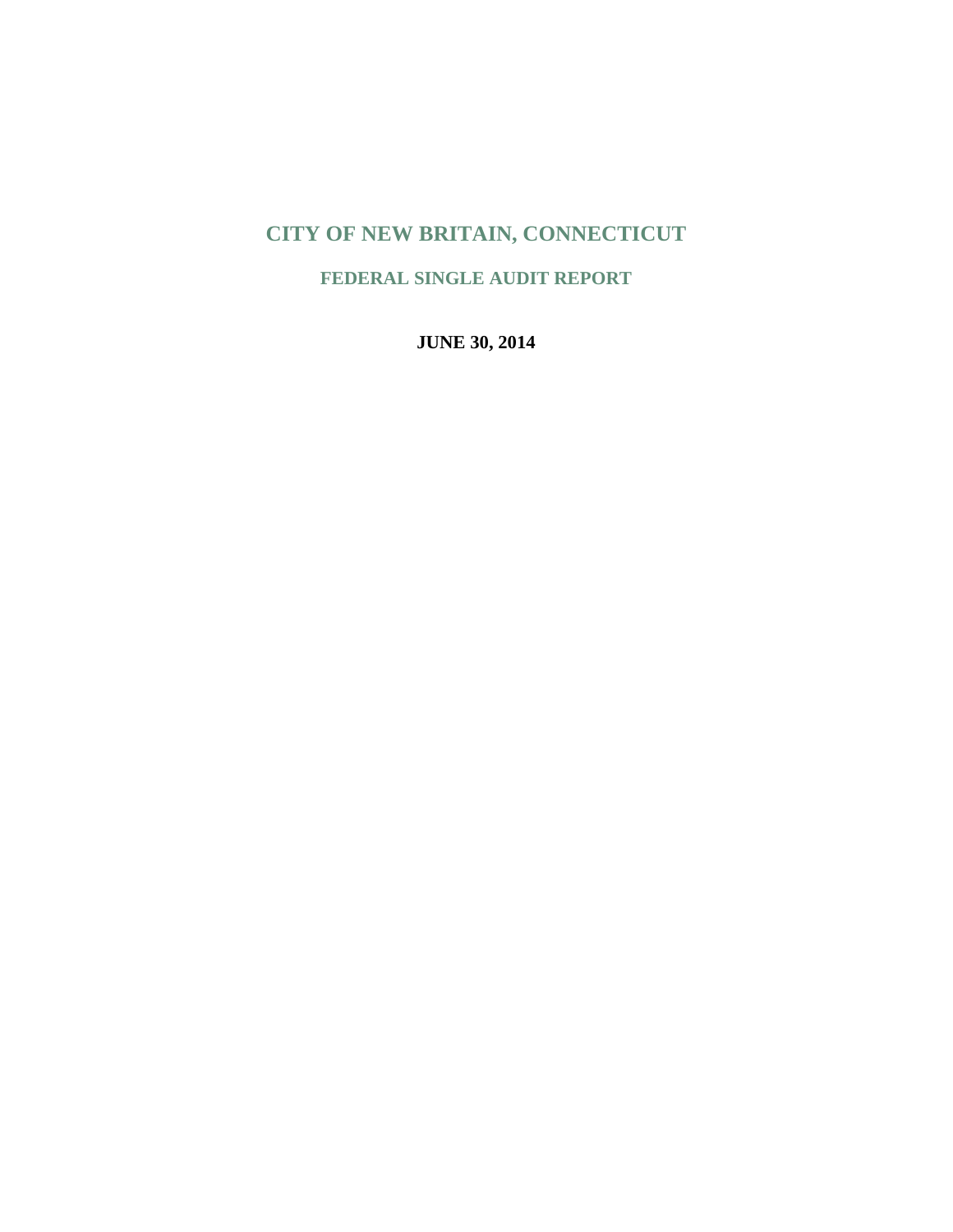# CITY OF NEW BRITAIN, CONNECTICUT

## FEDERAL SINGLE AUDIT REPORT

**JUNE 30, 2014**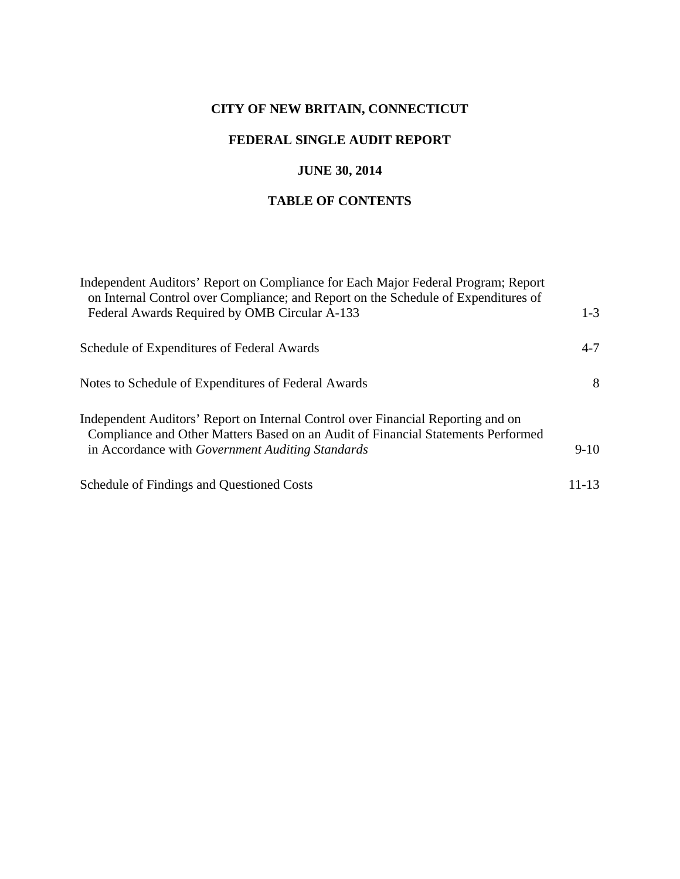# CITY OF NEW BRITAIN, CONNECTICUT

## FEDERAL SINGLE AUDIT REPORT

## JUNE 30, 2014

## TABLE OF CONTENTS

| | |
|---|---|
| Independent Auditors' Report on Compliance for Each Major Federal Program; Report on Internal Control over Compliance; and Report on the Schedule of Expenditures of Federal Awards Required by OMB Circular A-133 | 1-3 |
| Schedule of Expenditures of Federal Awards | 4-7 |
| Notes to Schedule of Expenditures of Federal Awards | 8 |
| Independent Auditors' Report on Internal Control over Financial Reporting and on Compliance and Other Matters Based on an Audit of Financial Statements Performed in Accordance with *Government Auditing Standards* | 9-10 |
| Schedule of Findings and Questioned Costs | 11-13 |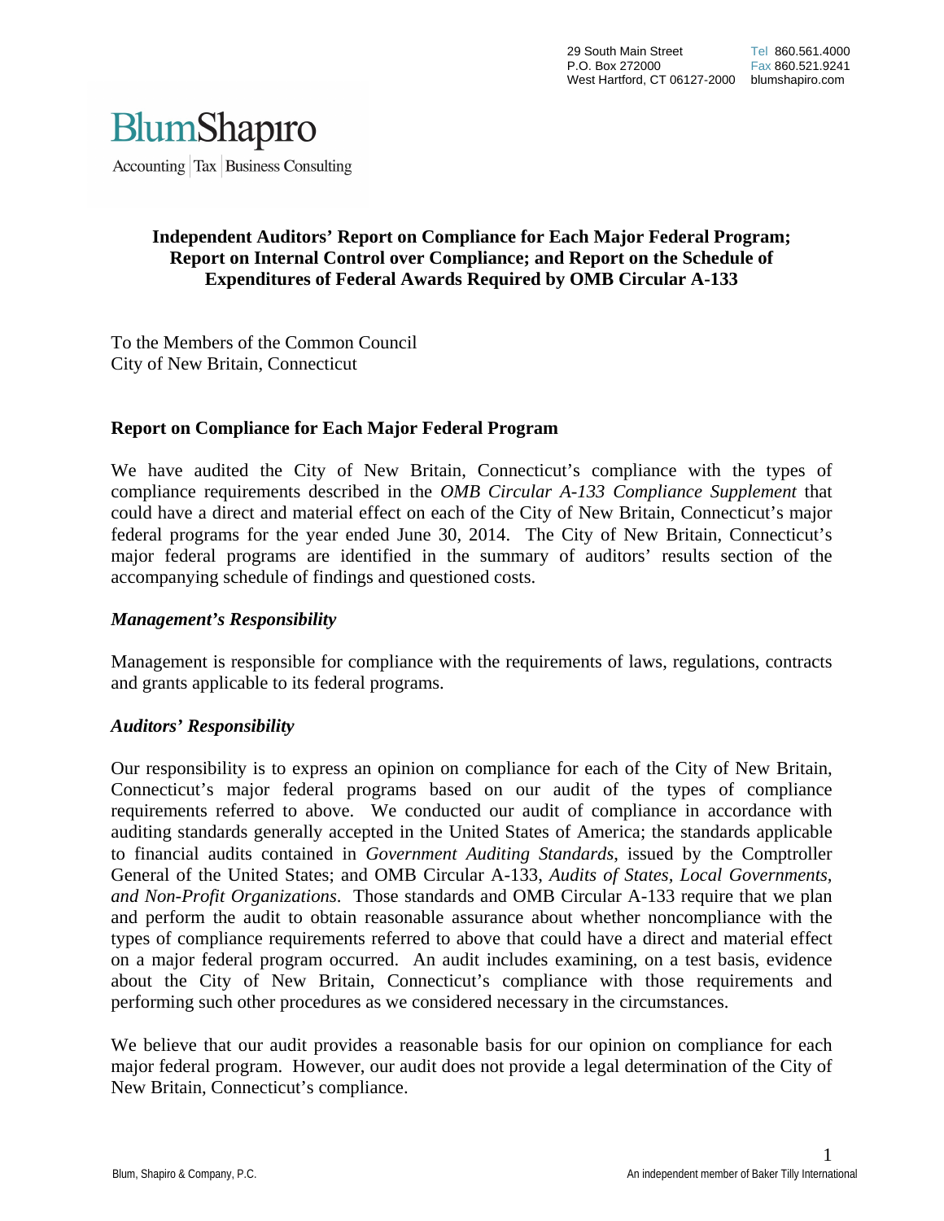29 South Main Street
P.O. Box 272000
West Hartford, CT 06127-2000

Tel 860.561.4000
Fax 860.521.9241
blumshapiro.com

BlumShapiro
Accounting | Tax | Business Consulting

## Independent Auditors' Report on Compliance for Each Major Federal Program; Report on Internal Control over Compliance; and Report on the Schedule of Expenditures of Federal Awards Required by OMB Circular A-133

To the Members of the Common Council
City of New Britain, Connecticut

### Report on Compliance for Each Major Federal Program

We have audited the City of New Britain, Connecticut's compliance with the types of compliance requirements described in the *OMB Circular A-133 Compliance Supplement* that could have a direct and material effect on each of the City of New Britain, Connecticut's major federal programs for the year ended June 30, 2014. The City of New Britain, Connecticut's major federal programs are identified in the summary of auditors' results section of the accompanying schedule of findings and questioned costs.

#### *Management's Responsibility*

Management is responsible for compliance with the requirements of laws, regulations, contracts and grants applicable to its federal programs.

#### *Auditors' Responsibility*

Our responsibility is to express an opinion on compliance for each of the City of New Britain, Connecticut's major federal programs based on our audit of the types of compliance requirements referred to above. We conducted our audit of compliance in accordance with auditing standards generally accepted in the United States of America; the standards applicable to financial audits contained in *Government Auditing Standards*, issued by the Comptroller General of the United States; and OMB Circular A-133, *Audits of States, Local Governments, and Non-Profit Organizations*. Those standards and OMB Circular A-133 require that we plan and perform the audit to obtain reasonable assurance about whether noncompliance with the types of compliance requirements referred to above that could have a direct and material effect on a major federal program occurred. An audit includes examining, on a test basis, evidence about the City of New Britain, Connecticut's compliance with those requirements and performing such other procedures as we considered necessary in the circumstances.

We believe that our audit provides a reasonable basis for our opinion on compliance for each major federal program. However, our audit does not provide a legal determination of the City of New Britain, Connecticut's compliance.

Blum, Shapiro & Company, P.C.

An independent member of Baker Tilly International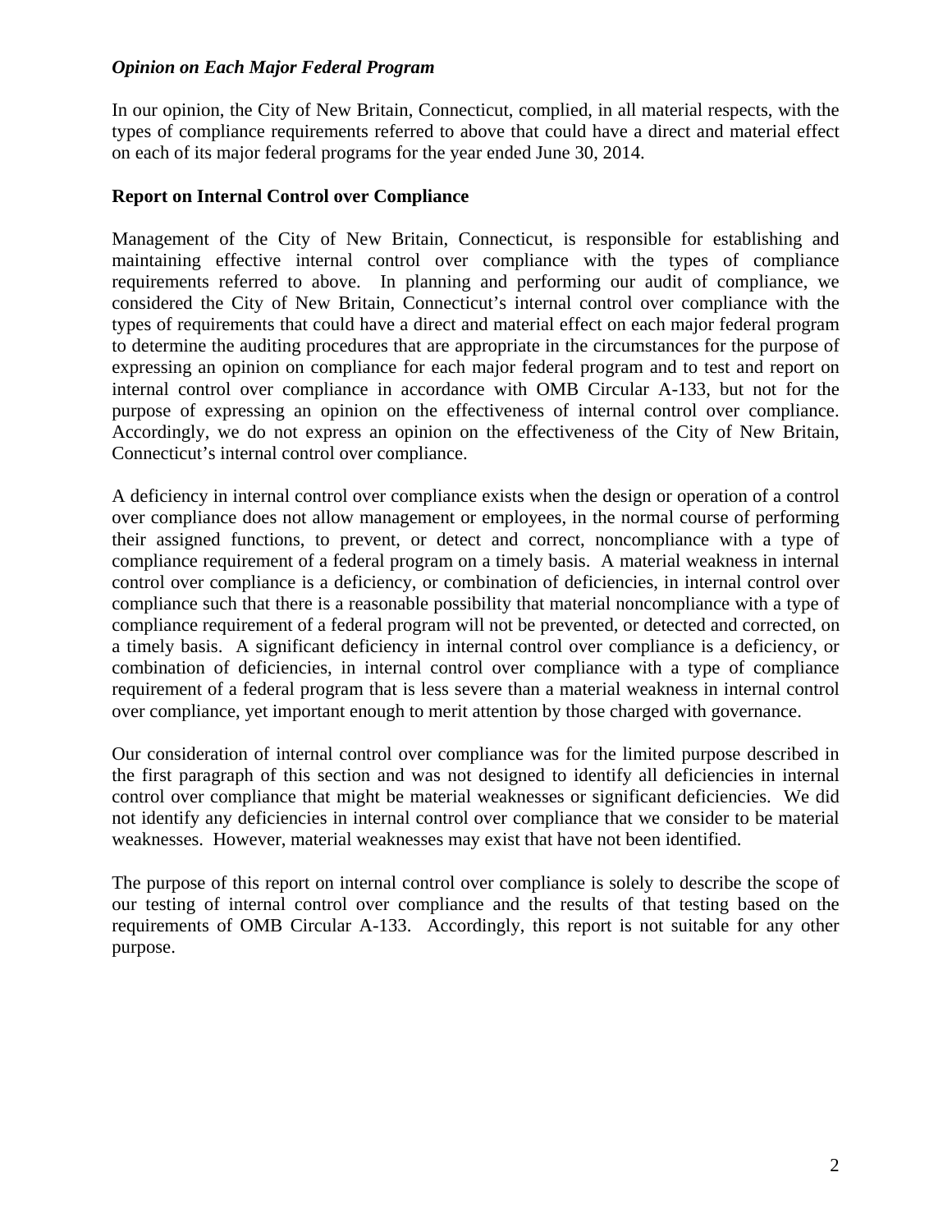### *Opinion on Each Major Federal Program*

In our opinion, the City of New Britain, Connecticut, complied, in all material respects, with the types of compliance requirements referred to above that could have a direct and material effect on each of its major federal programs for the year ended June 30, 2014.

### **Report on Internal Control over Compliance**

Management of the City of New Britain, Connecticut, is responsible for establishing and maintaining effective internal control over compliance with the types of compliance requirements referred to above. In planning and performing our audit of compliance, we considered the City of New Britain, Connecticut's internal control over compliance with the types of requirements that could have a direct and material effect on each major federal program to determine the auditing procedures that are appropriate in the circumstances for the purpose of expressing an opinion on compliance for each major federal program and to test and report on internal control over compliance in accordance with OMB Circular A-133, but not for the purpose of expressing an opinion on the effectiveness of internal control over compliance. Accordingly, we do not express an opinion on the effectiveness of the City of New Britain, Connecticut's internal control over compliance.

A deficiency in internal control over compliance exists when the design or operation of a control over compliance does not allow management or employees, in the normal course of performing their assigned functions, to prevent, or detect and correct, noncompliance with a type of compliance requirement of a federal program on a timely basis. A material weakness in internal control over compliance is a deficiency, or combination of deficiencies, in internal control over compliance such that there is a reasonable possibility that material noncompliance with a type of compliance requirement of a federal program will not be prevented, or detected and corrected, on a timely basis. A significant deficiency in internal control over compliance is a deficiency, or combination of deficiencies, in internal control over compliance with a type of compliance requirement of a federal program that is less severe than a material weakness in internal control over compliance, yet important enough to merit attention by those charged with governance.

Our consideration of internal control over compliance was for the limited purpose described in the first paragraph of this section and was not designed to identify all deficiencies in internal control over compliance that might be material weaknesses or significant deficiencies. We did not identify any deficiencies in internal control over compliance that we consider to be material weaknesses. However, material weaknesses may exist that have not been identified.

The purpose of this report on internal control over compliance is solely to describe the scope of our testing of internal control over compliance and the results of that testing based on the requirements of OMB Circular A-133. Accordingly, this report is not suitable for any other purpose.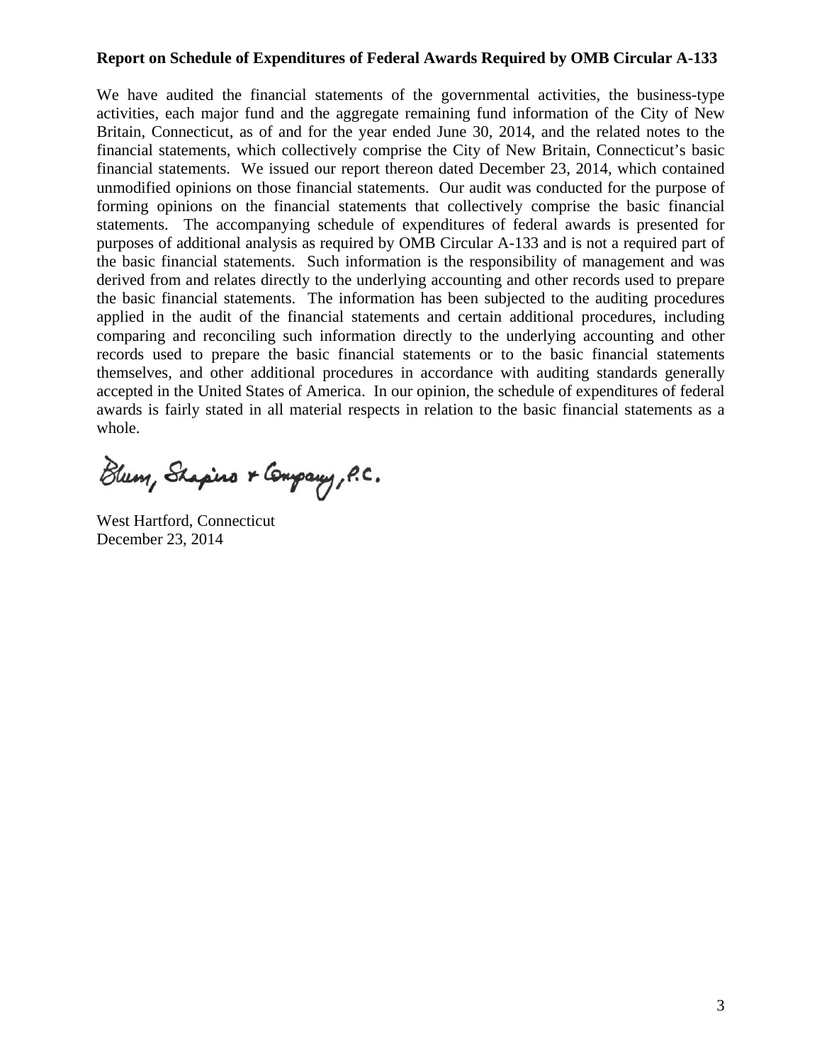**Report on Schedule of Expenditures of Federal Awards Required by OMB Circular A-133**

We have audited the financial statements of the governmental activities, the business-type activities, each major fund and the aggregate remaining fund information of the City of New Britain, Connecticut, as of and for the year ended June 30, 2014, and the related notes to the financial statements, which collectively comprise the City of New Britain, Connecticut's basic financial statements. We issued our report thereon dated December 23, 2014, which contained unmodified opinions on those financial statements. Our audit was conducted for the purpose of forming opinions on the financial statements that collectively comprise the basic financial statements. The accompanying schedule of expenditures of federal awards is presented for purposes of additional analysis as required by OMB Circular A-133 and is not a required part of the basic financial statements. Such information is the responsibility of management and was derived from and relates directly to the underlying accounting and other records used to prepare the basic financial statements. The information has been subjected to the auditing procedures applied in the audit of the financial statements and certain additional procedures, including comparing and reconciling such information directly to the underlying accounting and other records used to prepare the basic financial statements or to the basic financial statements themselves, and other additional procedures in accordance with auditing standards generally accepted in the United States of America. In our opinion, the schedule of expenditures of federal awards is fairly stated in all material respects in relation to the basic financial statements as a whole.

Blum, Shapiro & Company, P.C.

West Hartford, Connecticut
December 23, 2014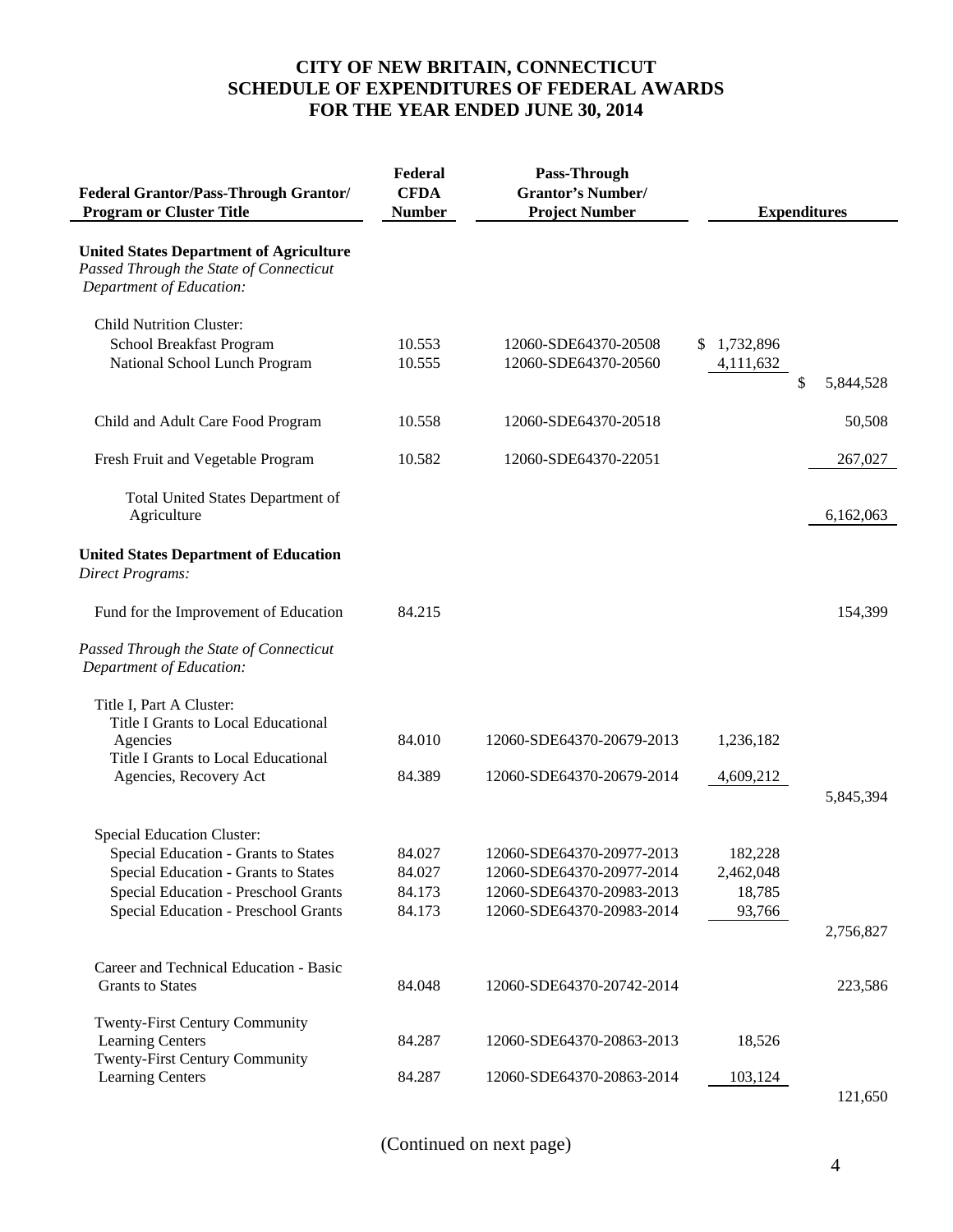# CITY OF NEW BRITAIN, CONNECTICUT
## SCHEDULE OF EXPENDITURES OF FEDERAL AWARDS
## FOR THE YEAR ENDED JUNE 30, 2014

| Federal Grantor/Pass-Through Grantor/ Program or Cluster Title | Federal CFDA Number | Pass-Through Grantor's Number/ Project Number | Expenditures | |
|---|---|---|---|---|
| **United States Department of Agriculture** | | | | |
| *Passed Through the State of Connecticut Department of Education:* | | | | |
| Child Nutrition Cluster: | | | | |
| School Breakfast Program | 10.553 | 12060-SDE64370-20508 | $ 1,732,896 | |
| National School Lunch Program | 10.555 | 12060-SDE64370-20560 | 4,111,632 | |
| | | | | $ 5,844,528 |
| Child and Adult Care Food Program | 10.558 | 12060-SDE64370-20518 | | 50,508 |
| Fresh Fruit and Vegetable Program | 10.582 | 12060-SDE64370-22051 | | 267,027 |
| Total United States Department of Agriculture | | | | 6,162,063 |
| **United States Department of Education** | | | | |
| *Direct Programs:* | | | | |
| Fund for the Improvement of Education | 84.215 | | | 154,399 |
| *Passed Through the State of Connecticut Department of Education:* | | | | |
| Title I, Part A Cluster: | | | | |
| Title I Grants to Local Educational Agencies | 84.010 | 12060-SDE64370-20679-2013 | 1,236,182 | |
| Title I Grants to Local Educational Agencies, Recovery Act | 84.389 | 12060-SDE64370-20679-2014 | 4,609,212 | |
| | | | | 5,845,394 |
| Special Education Cluster: | | | | |
| Special Education - Grants to States | 84.027 | 12060-SDE64370-20977-2013 | 182,228 | |
| Special Education - Grants to States | 84.027 | 12060-SDE64370-20977-2014 | 2,462,048 | |
| Special Education - Preschool Grants | 84.173 | 12060-SDE64370-20983-2013 | 18,785 | |
| Special Education - Preschool Grants | 84.173 | 12060-SDE64370-20983-2014 | 93,766 | |
| | | | | 2,756,827 |
| Career and Technical Education - Basic Grants to States | 84.048 | 12060-SDE64370-20742-2014 | | 223,586 |
| Twenty-First Century Community Learning Centers | 84.287 | 12060-SDE64370-20863-2013 | 18,526 | |
| Twenty-First Century Community Learning Centers | 84.287 | 12060-SDE64370-20863-2014 | 103,124 | |
| | | | | 121,650 |

(Continued on next page)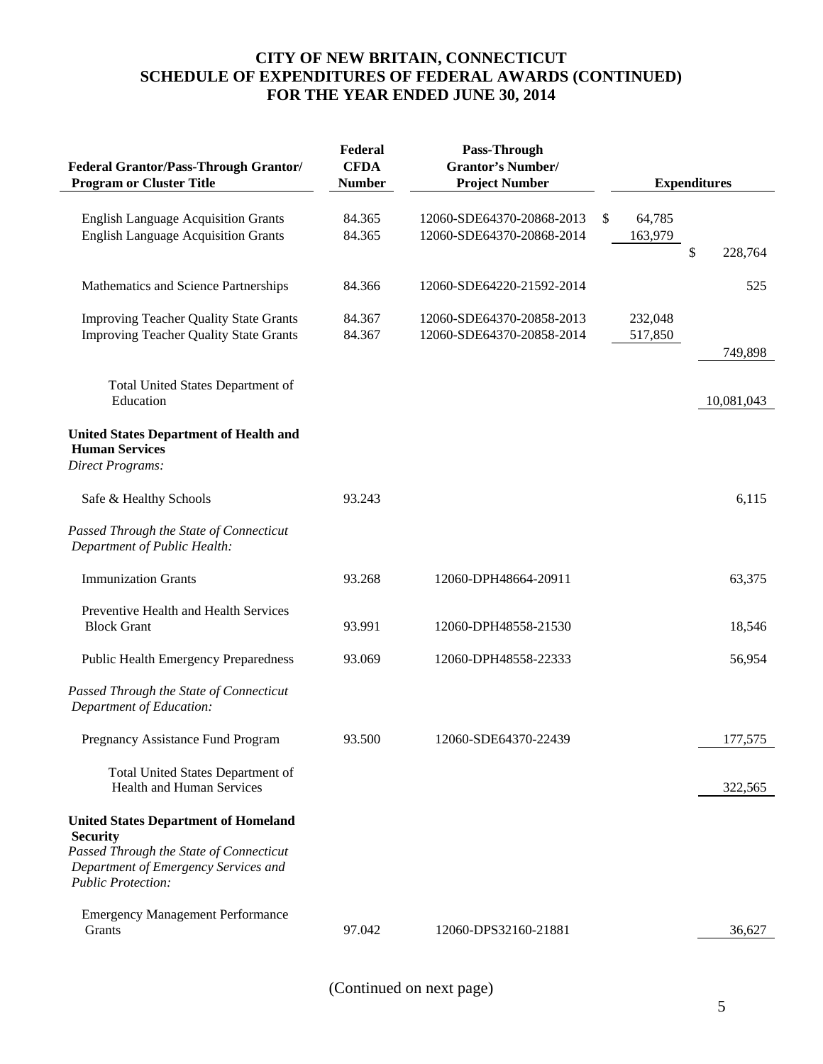# CITY OF NEW BRITAIN, CONNECTICUT
# SCHEDULE OF EXPENDITURES OF FEDERAL AWARDS (CONTINUED)
# FOR THE YEAR ENDED JUNE 30, 2014

| Federal Grantor/Pass-Through Grantor/ Program or Cluster Title | Federal CFDA Number | Pass-Through Grantor's Number/ Project Number | Expenditures | |
|---|---|---|---|---|
| English Language Acquisition Grants | 84.365 | 12060-SDE64370-20868-2013 | $ 64,785 | |
| English Language Acquisition Grants | 84.365 | 12060-SDE64370-20868-2014 | 163,979 | $ 228,764 |
| Mathematics and Science Partnerships | 84.366 | 12060-SDE64220-21592-2014 | | 525 |
| Improving Teacher Quality State Grants | 84.367 | 12060-SDE64370-20858-2013 | 232,048 | |
| Improving Teacher Quality State Grants | 84.367 | 12060-SDE64370-20858-2014 | 517,850 | 749,898 |
| Total United States Department of Education | | | | 10,081,043 |
| **United States Department of Health and Human Services** | | | | |
| *Direct Programs:* | | | | |
| Safe & Healthy Schools | 93.243 | | | 6,115 |
| *Passed Through the State of Connecticut Department of Public Health:* | | | | |
| Immunization Grants | 93.268 | 12060-DPH48664-20911 | | 63,375 |
| Preventive Health and Health Services Block Grant | 93.991 | 12060-DPH48558-21530 | | 18,546 |
| Public Health Emergency Preparedness | 93.069 | 12060-DPH48558-22333 | | 56,954 |
| *Passed Through the State of Connecticut Department of Education:* | | | | |
| Pregnancy Assistance Fund Program | 93.500 | 12060-SDE64370-22439 | | 177,575 |
| Total United States Department of Health and Human Services | | | | 322,565 |
| **United States Department of Homeland Security** | | | | |
| *Passed Through the State of Connecticut Department of Emergency Services and Public Protection:* | | | | |
| Emergency Management Performance Grants | 97.042 | 12060-DPS32160-21881 | | 36,627 |

(Continued on next page)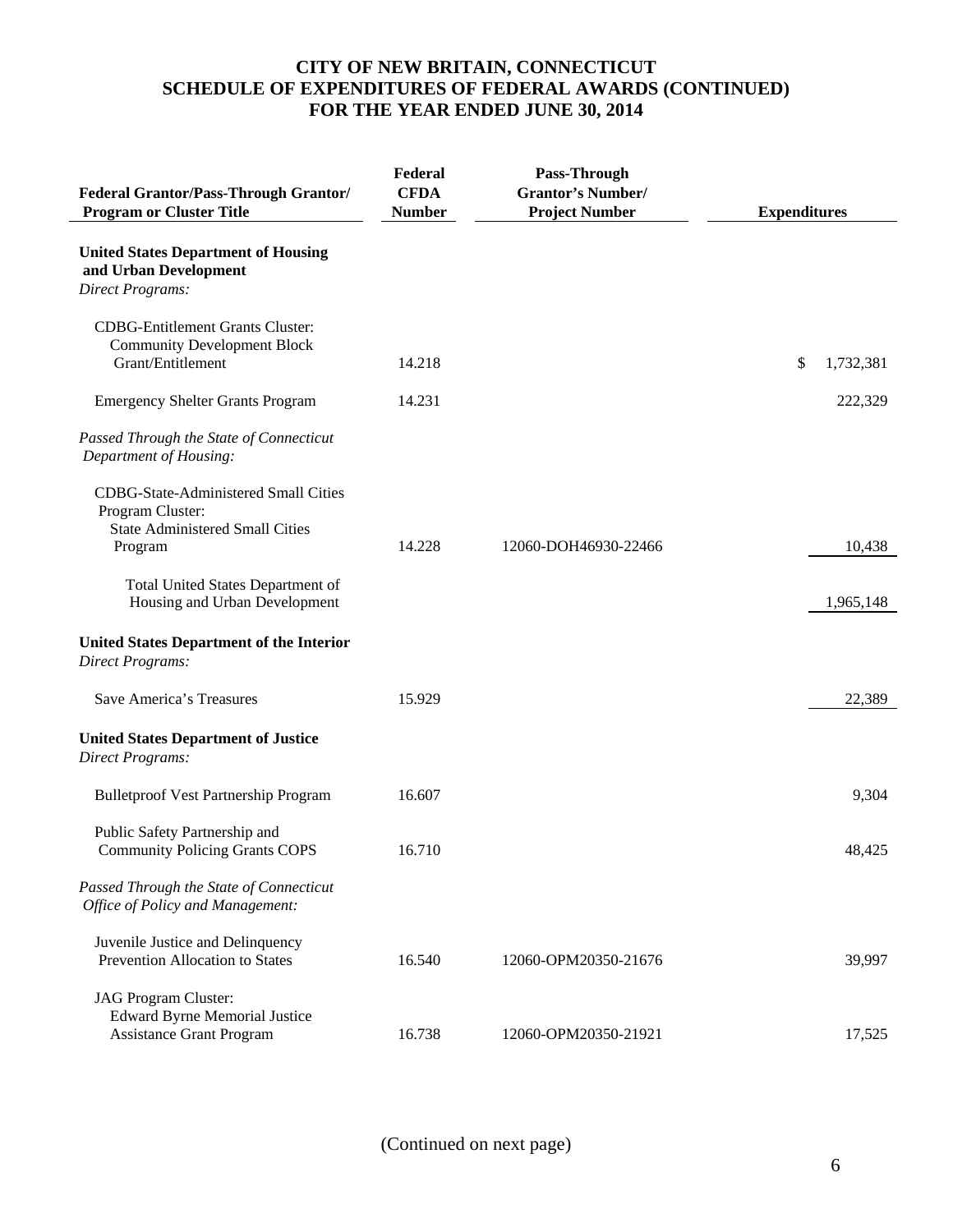# CITY OF NEW BRITAIN, CONNECTICUT
# SCHEDULE OF EXPENDITURES OF FEDERAL AWARDS (CONTINUED)
# FOR THE YEAR ENDED JUNE 30, 2014

| Federal Grantor/Pass-Through Grantor/ Program or Cluster Title | Federal CFDA Number | Pass-Through Grantor's Number/ Project Number | Expenditures |
|---|---|---|---|
| **United States Department of Housing and Urban Development** | | | |
| *Direct Programs:* | | | |
| CDBG-Entitlement Grants Cluster: Community Development Block Grant/Entitlement | 14.218 | | $ 1,732,381 |
| Emergency Shelter Grants Program | 14.231 | | 222,329 |
| *Passed Through the State of Connecticut Department of Housing:* | | | |
| CDBG-State-Administered Small Cities Program Cluster: State Administered Small Cities Program | 14.228 | 12060-DOH46930-22466 | 10,438 |
| Total United States Department of Housing and Urban Development | | | 1,965,148 |
| **United States Department of the Interior** | | | |
| *Direct Programs:* | | | |
| Save America's Treasures | 15.929 | | 22,389 |
| **United States Department of Justice** | | | |
| *Direct Programs:* | | | |
| Bulletproof Vest Partnership Program | 16.607 | | 9,304 |
| Public Safety Partnership and Community Policing Grants COPS | 16.710 | | 48,425 |
| *Passed Through the State of Connecticut Office of Policy and Management:* | | | |
| Juvenile Justice and Delinquency Prevention Allocation to States | 16.540 | 12060-OPM20350-21676 | 39,997 |
| JAG Program Cluster: Edward Byrne Memorial Justice Assistance Grant Program | 16.738 | 12060-OPM20350-21921 | 17,525 |

(Continued on next page)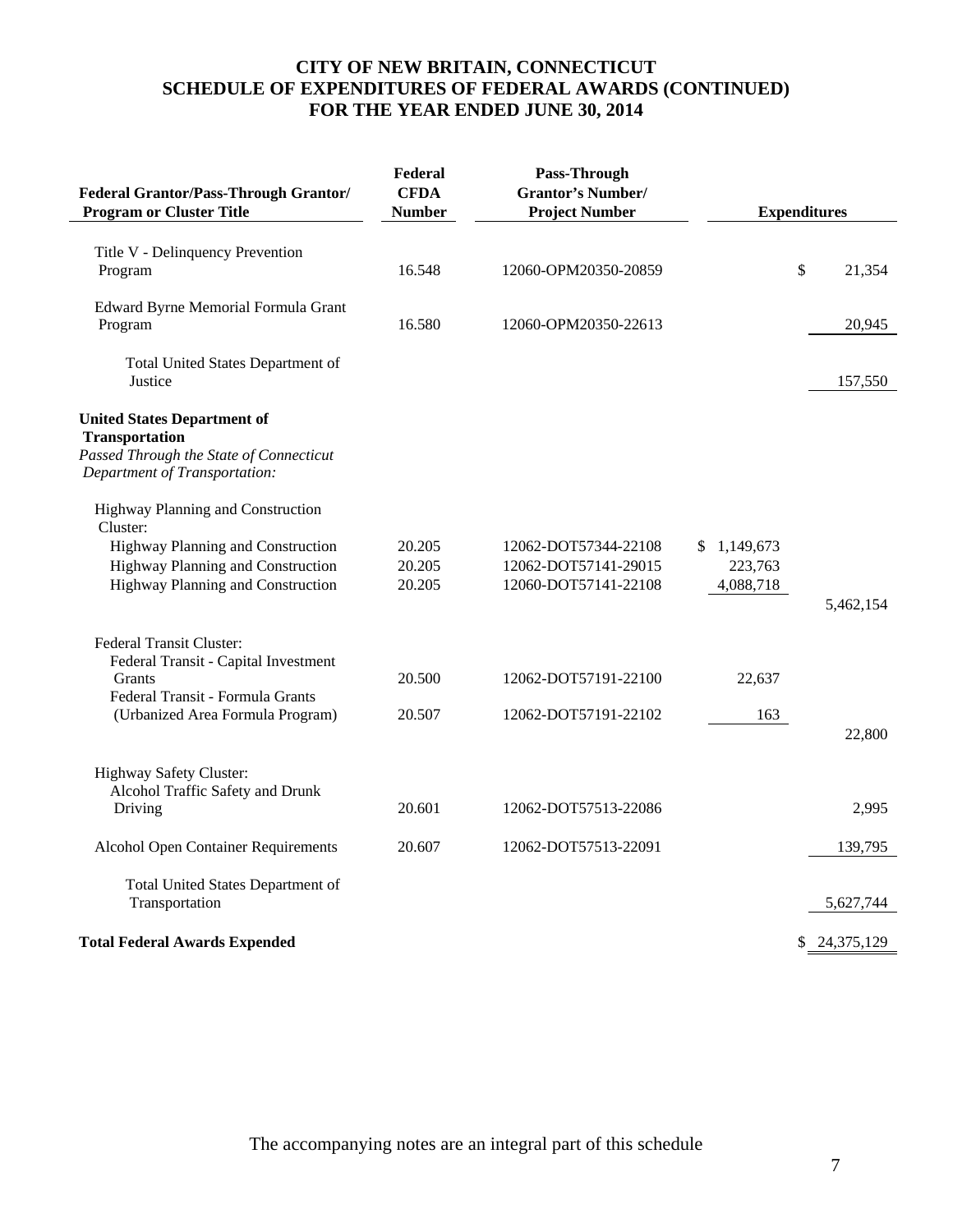# CITY OF NEW BRITAIN, CONNECTICUT
## SCHEDULE OF EXPENDITURES OF FEDERAL AWARDS (CONTINUED)
## FOR THE YEAR ENDED JUNE 30, 2014

| Federal Grantor/Pass-Through Grantor/ Program or Cluster Title | Federal CFDA Number | Pass-Through Grantor's Number/ Project Number | Expenditures | |
|---|---|---|---|---|
| Title V - Delinquency Prevention Program | 16.548 | 12060-OPM20350-20859 | | $ 21,354 |
| Edward Byrne Memorial Formula Grant Program | 16.580 | 12060-OPM20350-22613 | | 20,945 |
| Total United States Department of Justice | | | | 157,550 |
| **United States Department of Transportation** | | | | |
| *Passed Through the State of Connecticut Department of Transportation:* | | | | |
| Highway Planning and Construction Cluster: | | | | |
| Highway Planning and Construction | 20.205 | 12062-DOT57344-22108 | $ 1,149,673 | |
| Highway Planning and Construction | 20.205 | 12062-DOT57141-29015 | 223,763 | |
| Highway Planning and Construction | 20.205 | 12060-DOT57141-22108 | 4,088,718 | |
| | | | | 5,462,154 |
| Federal Transit Cluster: | | | | |
| Federal Transit - Capital Investment Grants | 20.500 | 12062-DOT57191-22100 | 22,637 | |
| Federal Transit - Formula Grants (Urbanized Area Formula Program) | 20.507 | 12062-DOT57191-22102 | 163 | |
| | | | | 22,800 |
| Highway Safety Cluster: | | | | |
| Alcohol Traffic Safety and Drunk Driving | 20.601 | 12062-DOT57513-22086 | | 2,995 |
| Alcohol Open Container Requirements | 20.607 | 12062-DOT57513-22091 | | 139,795 |
| Total United States Department of Transportation | | | | 5,627,744 |
| **Total Federal Awards Expended** | | | | $ 24,375,129 |

The accompanying notes are an integral part of this schedule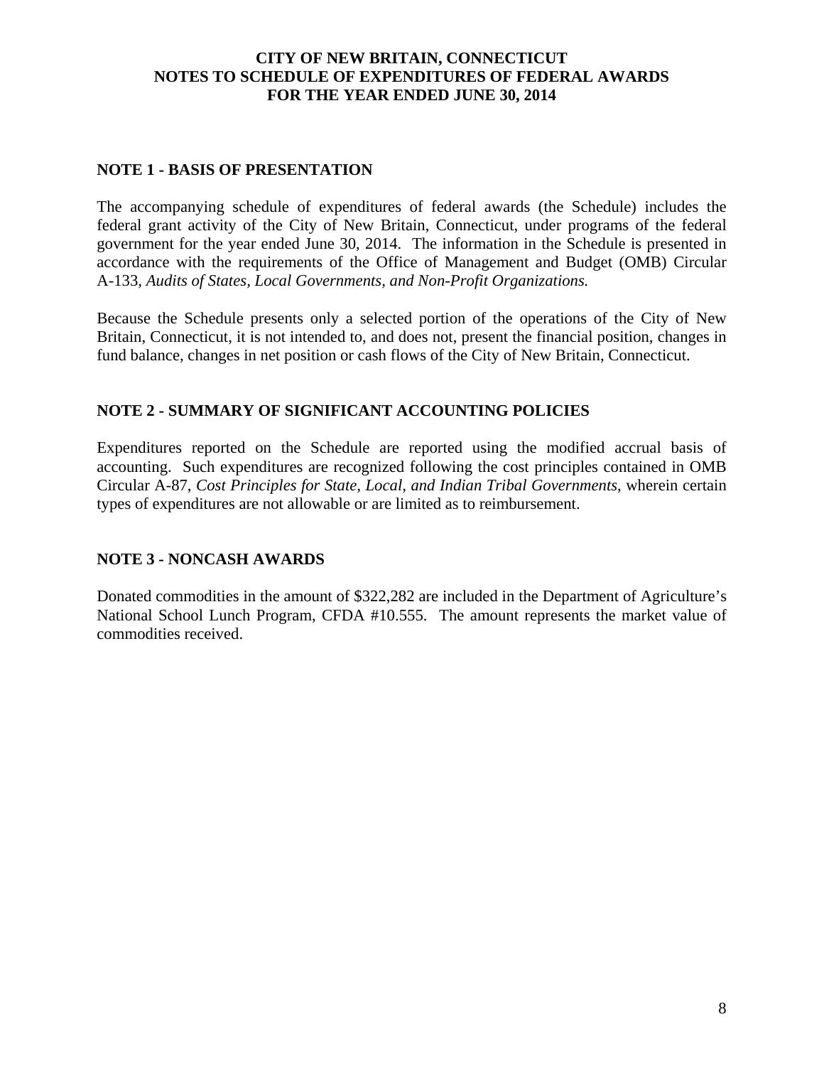# CITY OF NEW BRITAIN, CONNECTICUT
## NOTES TO SCHEDULE OF EXPENDITURES OF FEDERAL AWARDS
## FOR THE YEAR ENDED JUNE 30, 2014

### NOTE 1 - BASIS OF PRESENTATION

The accompanying schedule of expenditures of federal awards (the Schedule) includes the federal grant activity of the City of New Britain, Connecticut, under programs of the federal government for the year ended June 30, 2014. The information in the Schedule is presented in accordance with the requirements of the Office of Management and Budget (OMB) Circular A-133, *Audits of States, Local Governments, and Non-Profit Organizations.*

Because the Schedule presents only a selected portion of the operations of the City of New Britain, Connecticut, it is not intended to, and does not, present the financial position, changes in fund balance, changes in net position or cash flows of the City of New Britain, Connecticut.

### NOTE 2 - SUMMARY OF SIGNIFICANT ACCOUNTING POLICIES

Expenditures reported on the Schedule are reported using the modified accrual basis of accounting. Such expenditures are recognized following the cost principles contained in OMB Circular A-87, *Cost Principles for State, Local, and Indian Tribal Governments*, wherein certain types of expenditures are not allowable or are limited as to reimbursement.

### NOTE 3 - NONCASH AWARDS

Donated commodities in the amount of $322,282 are included in the Department of Agriculture's National School Lunch Program, CFDA #10.555. The amount represents the market value of commodities received.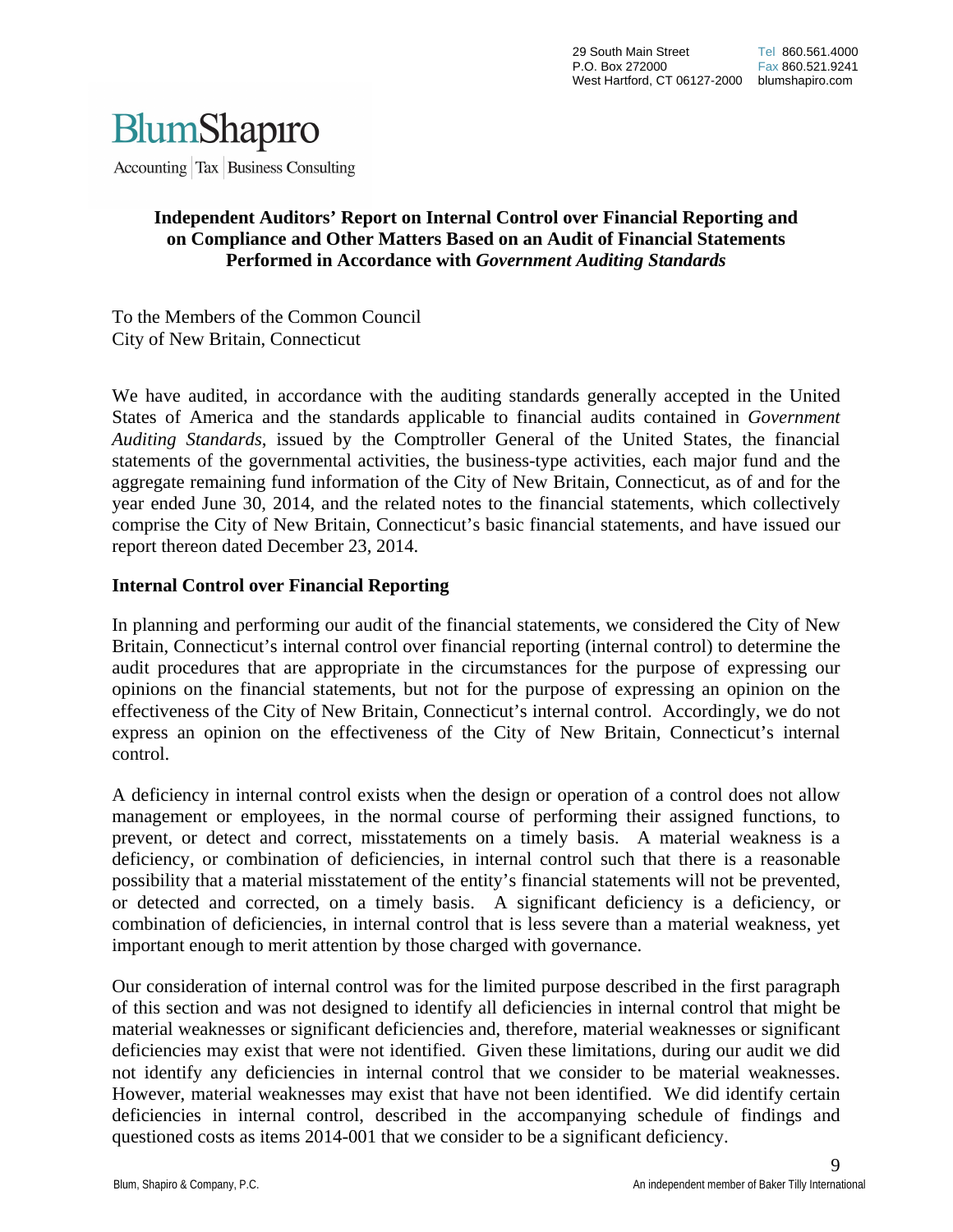29 South Main Street
P.O. Box 272000
West Hartford, CT 06127-2000

Tel 860.561.4000
Fax 860.521.9241
blumshapiro.com

BlumShapiro
Accounting | Tax | Business Consulting

# Independent Auditors' Report on Internal Control over Financial Reporting and on Compliance and Other Matters Based on an Audit of Financial Statements Performed in Accordance with *Government Auditing Standards*

To the Members of the Common Council
City of New Britain, Connecticut

We have audited, in accordance with the auditing standards generally accepted in the United States of America and the standards applicable to financial audits contained in *Government Auditing Standards*, issued by the Comptroller General of the United States, the financial statements of the governmental activities, the business-type activities, each major fund and the aggregate remaining fund information of the City of New Britain, Connecticut, as of and for the year ended June 30, 2014, and the related notes to the financial statements, which collectively comprise the City of New Britain, Connecticut's basic financial statements, and have issued our report thereon dated December 23, 2014.

## Internal Control over Financial Reporting

In planning and performing our audit of the financial statements, we considered the City of New Britain, Connecticut's internal control over financial reporting (internal control) to determine the audit procedures that are appropriate in the circumstances for the purpose of expressing our opinions on the financial statements, but not for the purpose of expressing an opinion on the effectiveness of the City of New Britain, Connecticut's internal control. Accordingly, we do not express an opinion on the effectiveness of the City of New Britain, Connecticut's internal control.

A deficiency in internal control exists when the design or operation of a control does not allow management or employees, in the normal course of performing their assigned functions, to prevent, or detect and correct, misstatements on a timely basis. A material weakness is a deficiency, or combination of deficiencies, in internal control such that there is a reasonable possibility that a material misstatement of the entity's financial statements will not be prevented, or detected and corrected, on a timely basis. A significant deficiency is a deficiency, or combination of deficiencies, in internal control that is less severe than a material weakness, yet important enough to merit attention by those charged with governance.

Our consideration of internal control was for the limited purpose described in the first paragraph of this section and was not designed to identify all deficiencies in internal control that might be material weaknesses or significant deficiencies and, therefore, material weaknesses or significant deficiencies may exist that were not identified. Given these limitations, during our audit we did not identify any deficiencies in internal control that we consider to be material weaknesses. However, material weaknesses may exist that have not been identified. We did identify certain deficiencies in internal control, described in the accompanying schedule of findings and questioned costs as items 2014-001 that we consider to be a significant deficiency.

Blum, Shapiro & Company, P.C.

An independent member of Baker Tilly International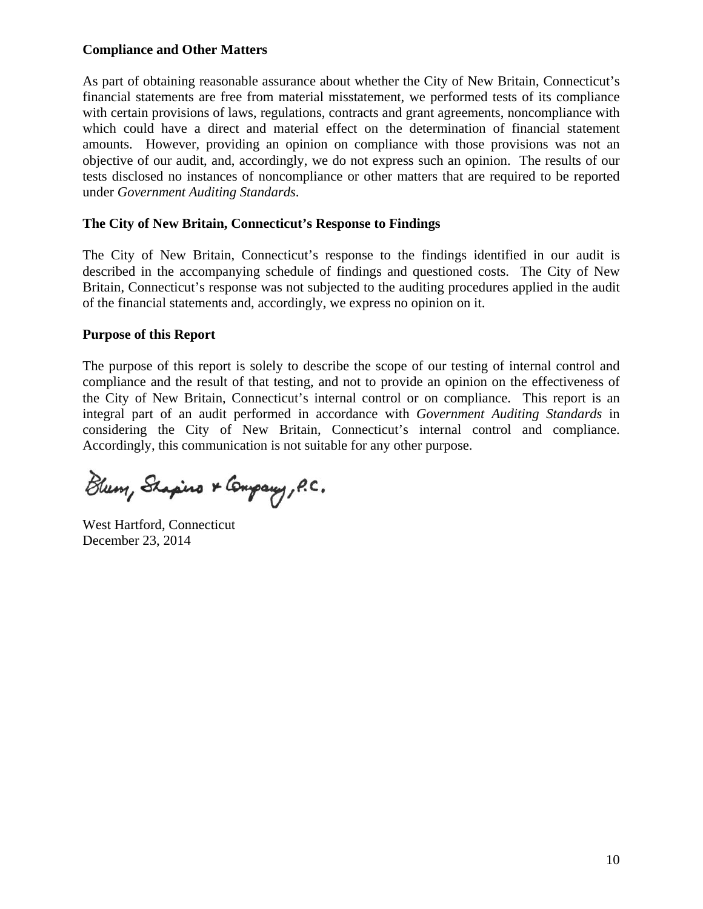**Compliance and Other Matters**

As part of obtaining reasonable assurance about whether the City of New Britain, Connecticut's financial statements are free from material misstatement, we performed tests of its compliance with certain provisions of laws, regulations, contracts and grant agreements, noncompliance with which could have a direct and material effect on the determination of financial statement amounts. However, providing an opinion on compliance with those provisions was not an objective of our audit, and, accordingly, we do not express such an opinion. The results of our tests disclosed no instances of noncompliance or other matters that are required to be reported under *Government Auditing Standards*.

**The City of New Britain, Connecticut's Response to Findings**

The City of New Britain, Connecticut's response to the findings identified in our audit is described in the accompanying schedule of findings and questioned costs. The City of New Britain, Connecticut's response was not subjected to the auditing procedures applied in the audit of the financial statements and, accordingly, we express no opinion on it.

**Purpose of this Report**

The purpose of this report is solely to describe the scope of our testing of internal control and compliance and the result of that testing, and not to provide an opinion on the effectiveness of the City of New Britain, Connecticut's internal control or on compliance. This report is an integral part of an audit performed in accordance with *Government Auditing Standards* in considering the City of New Britain, Connecticut's internal control and compliance. Accordingly, this communication is not suitable for any other purpose.

Blum, Shapiro & Company, P.C.

West Hartford, Connecticut
December 23, 2014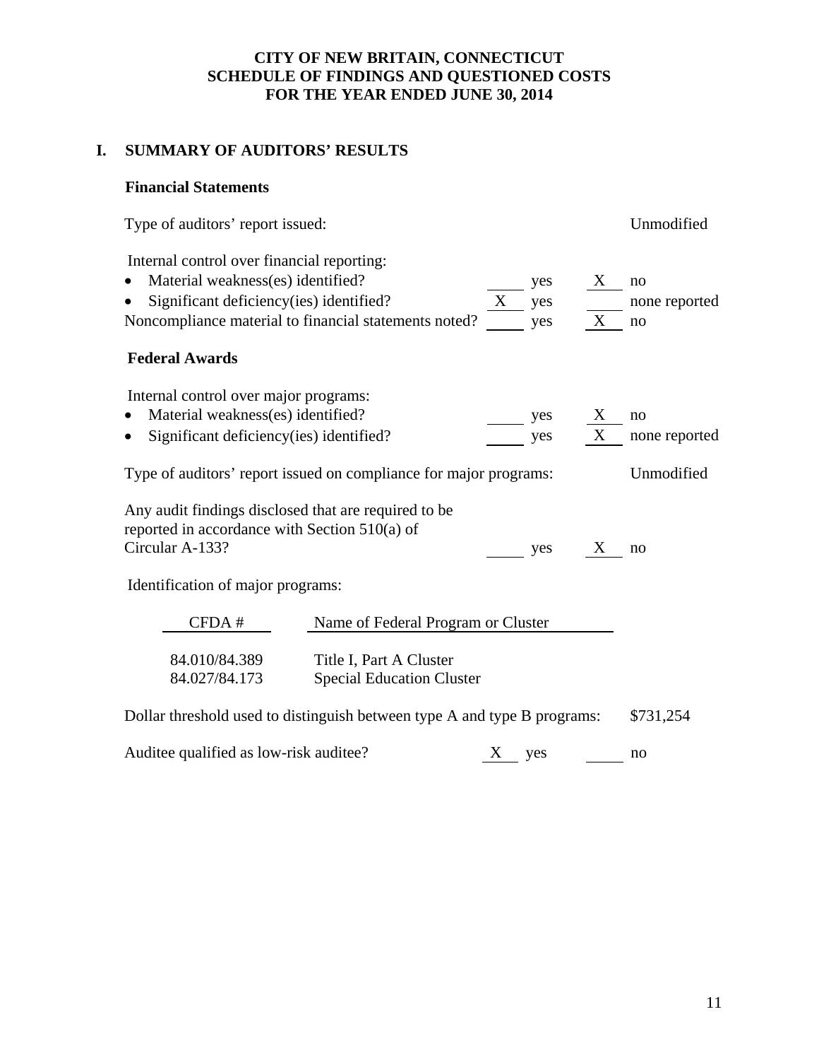# CITY OF NEW BRITAIN, CONNECTICUT
# SCHEDULE OF FINDINGS AND QUESTIONED COSTS
# FOR THE YEAR ENDED JUNE 30, 2014

## I. SUMMARY OF AUDITORS' RESULTS

### Financial Statements

Type of auditors' report issued: Unmodified

Internal control over financial reporting:

| | | | | |
|---|---|---|---|---|
| • Material weakness(es) identified? | ____ | yes | X | no |
| • Significant deficiency(ies) identified? | X | yes | ____ | none reported |
| Noncompliance material to financial statements noted? | ____ | yes | X | no |

### Federal Awards

Internal control over major programs:

| | | | | |
|---|---|---|---|---|
| • Material weakness(es) identified? | ____ | yes | X | no |
| • Significant deficiency(ies) identified? | ____ | yes | X | none reported |

Type of auditors' report issued on compliance for major programs: Unmodified

| | | | | |
|---|---|---|---|---|
| Any audit findings disclosed that are required to be reported in accordance with Section 510(a) of Circular A-133? | ____ | yes | X | no |

Identification of major programs:

| CFDA # | Name of Federal Program or Cluster |
|---|---|
| 84.010/84.389 | Title I, Part A Cluster |
| 84.027/84.173 | Special Education Cluster |

Dollar threshold used to distinguish between type A and type B programs: $731,254

| | | | | |
|---|---|---|---|---|
| Auditee qualified as low-risk auditee? | X | yes | ____ | no |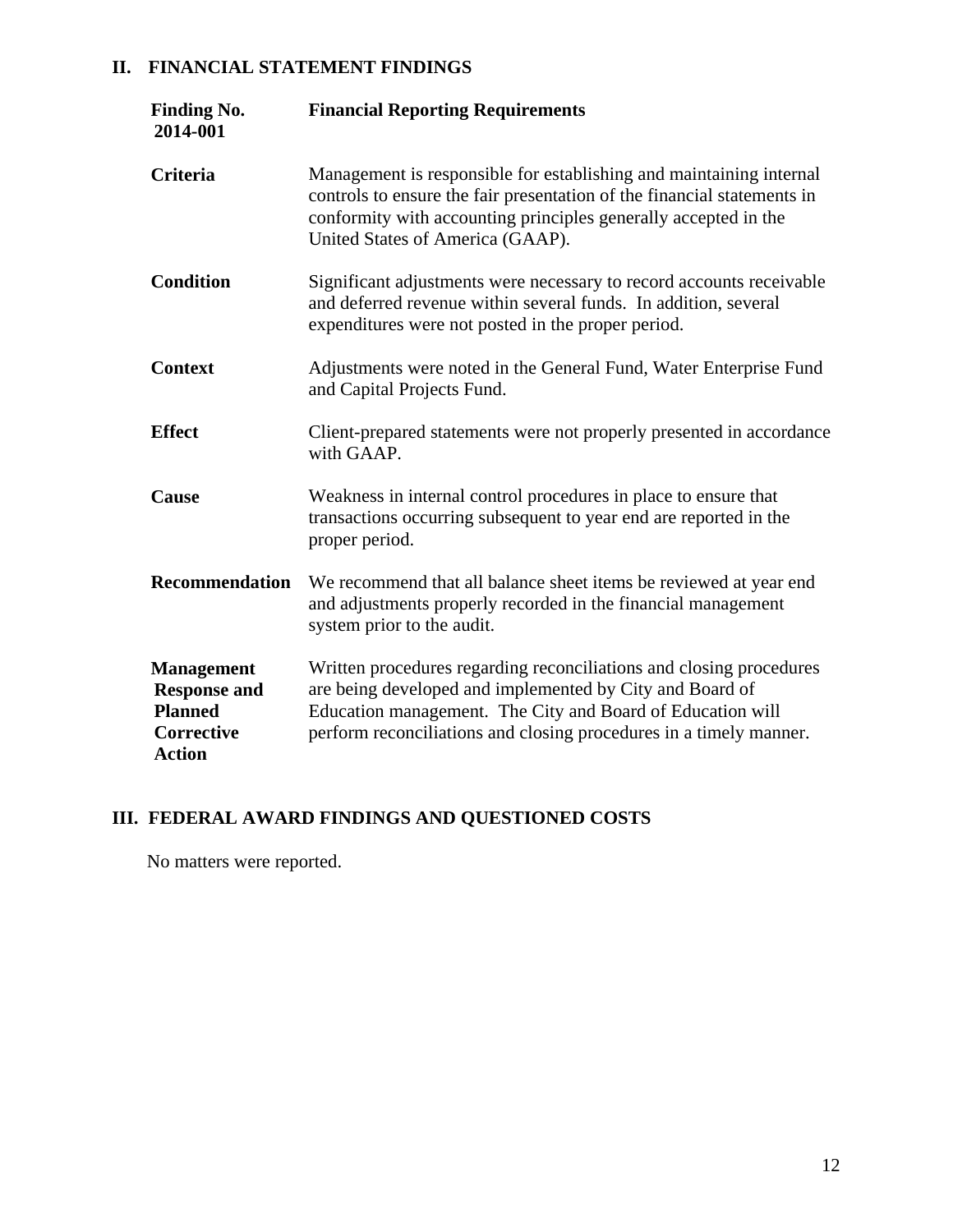## II. FINANCIAL STATEMENT FINDINGS

| **Finding No. 2014-001** | **Financial Reporting Requirements** |
|---|---|
| **Criteria** | Management is responsible for establishing and maintaining internal controls to ensure the fair presentation of the financial statements in conformity with accounting principles generally accepted in the United States of America (GAAP). |
| **Condition** | Significant adjustments were necessary to record accounts receivable and deferred revenue within several funds. In addition, several expenditures were not posted in the proper period. |
| **Context** | Adjustments were noted in the General Fund, Water Enterprise Fund and Capital Projects Fund. |
| **Effect** | Client-prepared statements were not properly presented in accordance with GAAP. |
| **Cause** | Weakness in internal control procedures in place to ensure that transactions occurring subsequent to year end are reported in the proper period. |
| **Recommendation** | We recommend that all balance sheet items be reviewed at year end and adjustments properly recorded in the financial management system prior to the audit. |
| **Management Response and Planned Corrective Action** | Written procedures regarding reconciliations and closing procedures are being developed and implemented by City and Board of Education management. The City and Board of Education will perform reconciliations and closing procedures in a timely manner. |

## III. FEDERAL AWARD FINDINGS AND QUESTIONED COSTS

No matters were reported.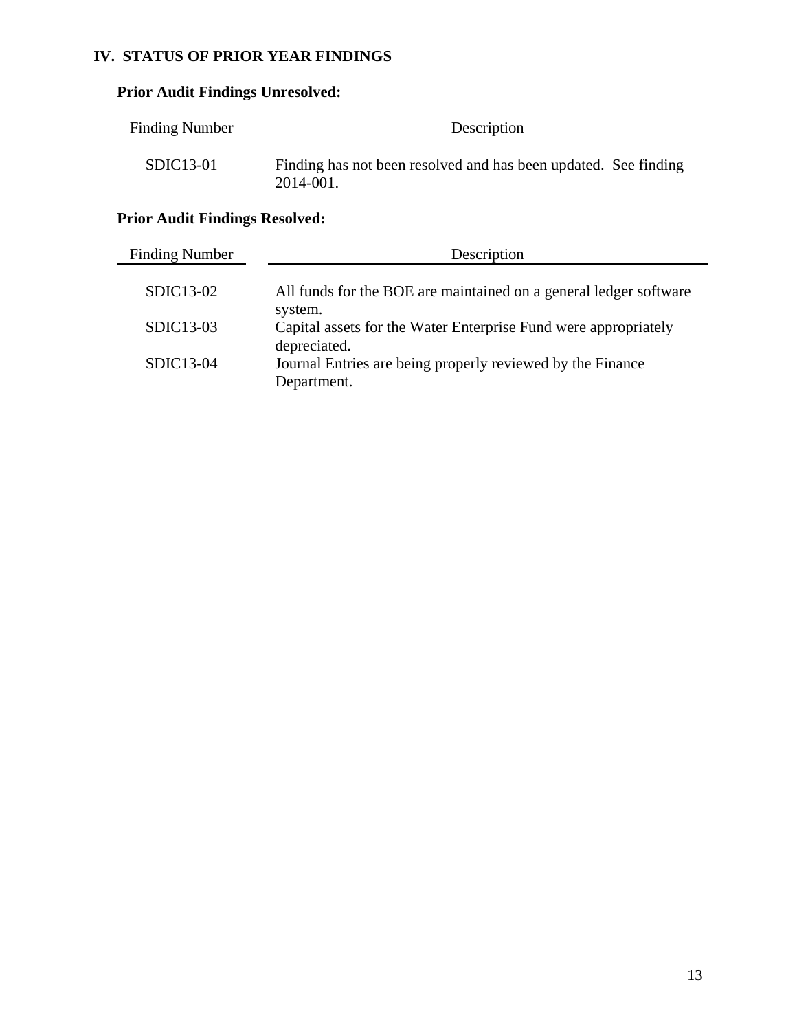## IV. STATUS OF PRIOR YEAR FINDINGS

### Prior Audit Findings Unresolved:

| Finding Number | Description |
|---|---|
| SDIC13-01 | Finding has not been resolved and has been updated. See finding 2014-001. |

### Prior Audit Findings Resolved:

| Finding Number | Description |
|---|---|
| SDIC13-02 | All funds for the BOE are maintained on a general ledger software system. |
| SDIC13-03 | Capital assets for the Water Enterprise Fund were appropriately depreciated. |
| SDIC13-04 | Journal Entries are being properly reviewed by the Finance Department. |